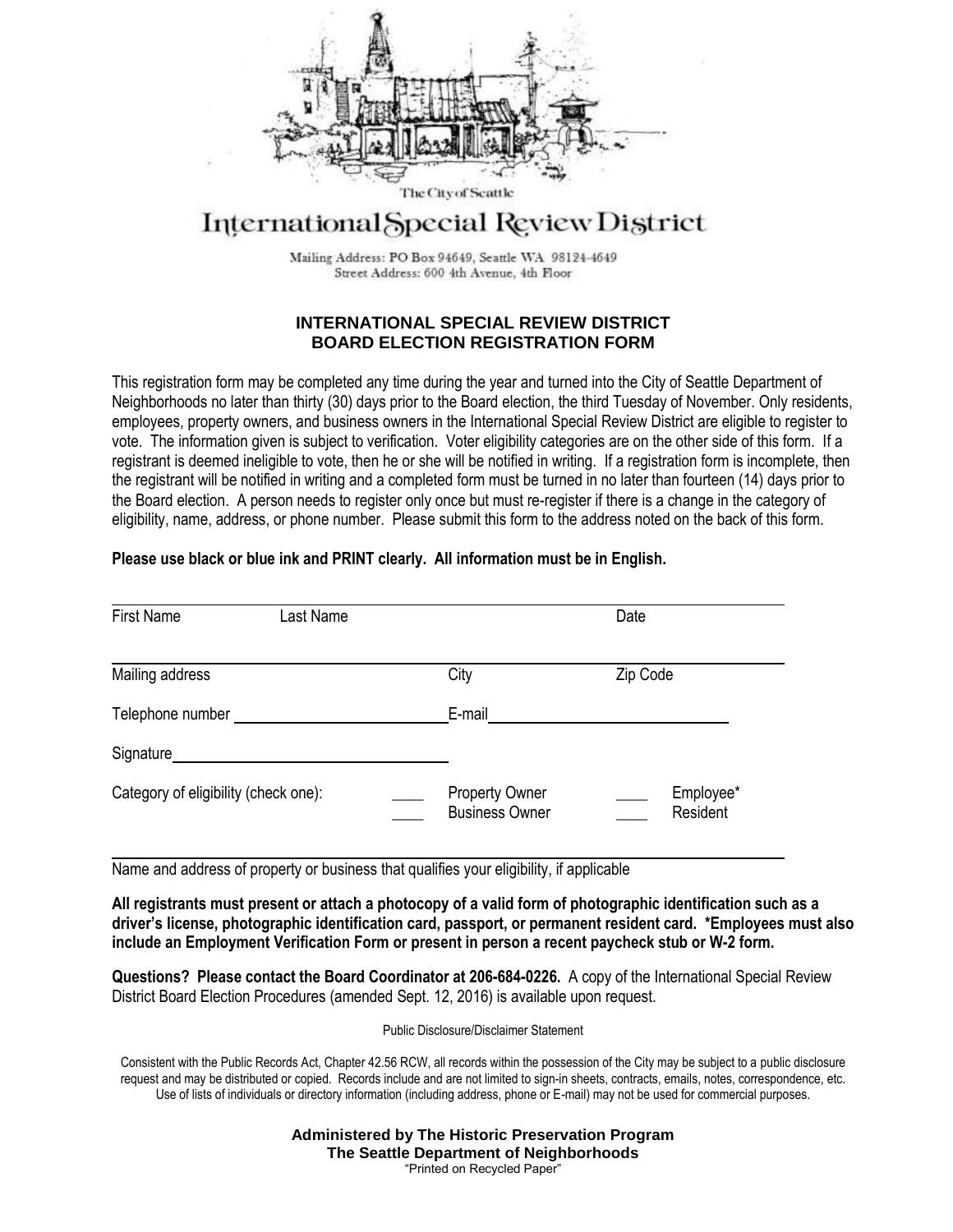The City of Seattle

# International Special Review District

Mailing Address: PO Box 94649, Seattle WA 98124-4649
Street Address: 600 4th Avenue, 4th Floor

## INTERNATIONAL SPECIAL REVIEW DISTRICT
## BOARD ELECTION REGISTRATION FORM

This registration form may be completed any time during the year and turned into the City of Seattle Department of Neighborhoods no later than thirty (30) days prior to the Board election, the third Tuesday of November. Only residents, employees, property owners, and business owners in the International Special Review District are eligible to register to vote. The information given is subject to verification. Voter eligibility categories are on the other side of this form. If a registrant is deemed ineligible to vote, then he or she will be notified in writing. If a registration form is incomplete, then the registrant will be notified in writing and a completed form must be turned in no later than fourteen (14) days prior to the Board election. A person needs to register only once but must re-register if there is a change in the category of eligibility, name, address, or phone number. Please submit this form to the address noted on the back of this form.

**Please use black or blue ink and PRINT clearly. All information must be in English.**

First Name ____________ Last Name ____________ Date ____________

Mailing address ____________ City ____________ Zip Code ____________

Telephone number ____________ E-mail ____________

Signature ____________

Category of eligibility (check one):

____ Property Owner
____ Business Owner
____ Employee*
____ Resident

______________________________________________
Name and address of property or business that qualifies your eligibility, if applicable

**All registrants must present or attach a photocopy of a valid form of photographic identification such as a driver's license, photographic identification card, passport, or permanent resident card. \*Employees must also include an Employment Verification Form or present in person a recent paycheck stub or W-2 form.**

**Questions? Please contact the Board Coordinator at 206-684-0226.** A copy of the International Special Review District Board Election Procedures (amended Sept. 12, 2016) is available upon request.

Public Disclosure/Disclaimer Statement

Consistent with the Public Records Act, Chapter 42.56 RCW, all records within the possession of the City may be subject to a public disclosure request and may be distributed or copied. Records include and are not limited to sign-in sheets, contracts, emails, notes, correspondence, etc. Use of lists of individuals or directory information (including address, phone or E-mail) may not be used for commercial purposes.

**Administered by The Historic Preservation Program**
**The Seattle Department of Neighborhoods**
"Printed on Recycled Paper"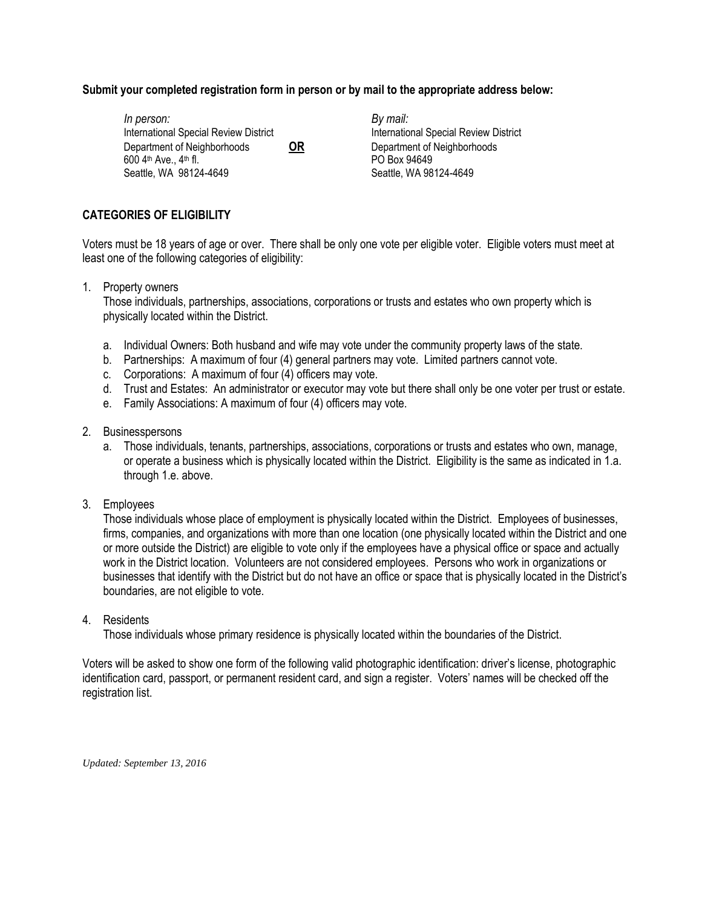**Submit your completed registration form in person or by mail to the appropriate address below:**

*In person:*
International Special Review District
Department of Neighborhoods
600 4th Ave., 4th fl.
Seattle, WA 98124-4649

**OR**

*By mail:*
International Special Review District
Department of Neighborhoods
PO Box 94649
Seattle, WA 98124-4649

**CATEGORIES OF ELIGIBILITY**

Voters must be 18 years of age or over. There shall be only one vote per eligible voter. Eligible voters must meet at least one of the following categories of eligibility:

1. Property owners
   Those individuals, partnerships, associations, corporations or trusts and estates who own property which is physically located within the District.

   a. Individual Owners: Both husband and wife may vote under the community property laws of the state.
   b. Partnerships: A maximum of four (4) general partners may vote. Limited partners cannot vote.
   c. Corporations: A maximum of four (4) officers may vote.
   d. Trust and Estates: An administrator or executor may vote but there shall only be one voter per trust or estate.
   e. Family Associations: A maximum of four (4) officers may vote.

2. Businesspersons
   a. Those individuals, tenants, partnerships, associations, corporations or trusts and estates who own, manage, or operate a business which is physically located within the District. Eligibility is the same as indicated in 1.a. through 1.e. above.

3. Employees
   Those individuals whose place of employment is physically located within the District. Employees of businesses, firms, companies, and organizations with more than one location (one physically located within the District and one or more outside the District) are eligible to vote only if the employees have a physical office or space and actually work in the District location. Volunteers are not considered employees. Persons who work in organizations or businesses that identify with the District but do not have an office or space that is physically located in the District's boundaries, are not eligible to vote.

4. Residents
   Those individuals whose primary residence is physically located within the boundaries of the District.

Voters will be asked to show one form of the following valid photographic identification: driver's license, photographic identification card, passport, or permanent resident card, and sign a register. Voters' names will be checked off the registration list.

*Updated: September 13, 2016*